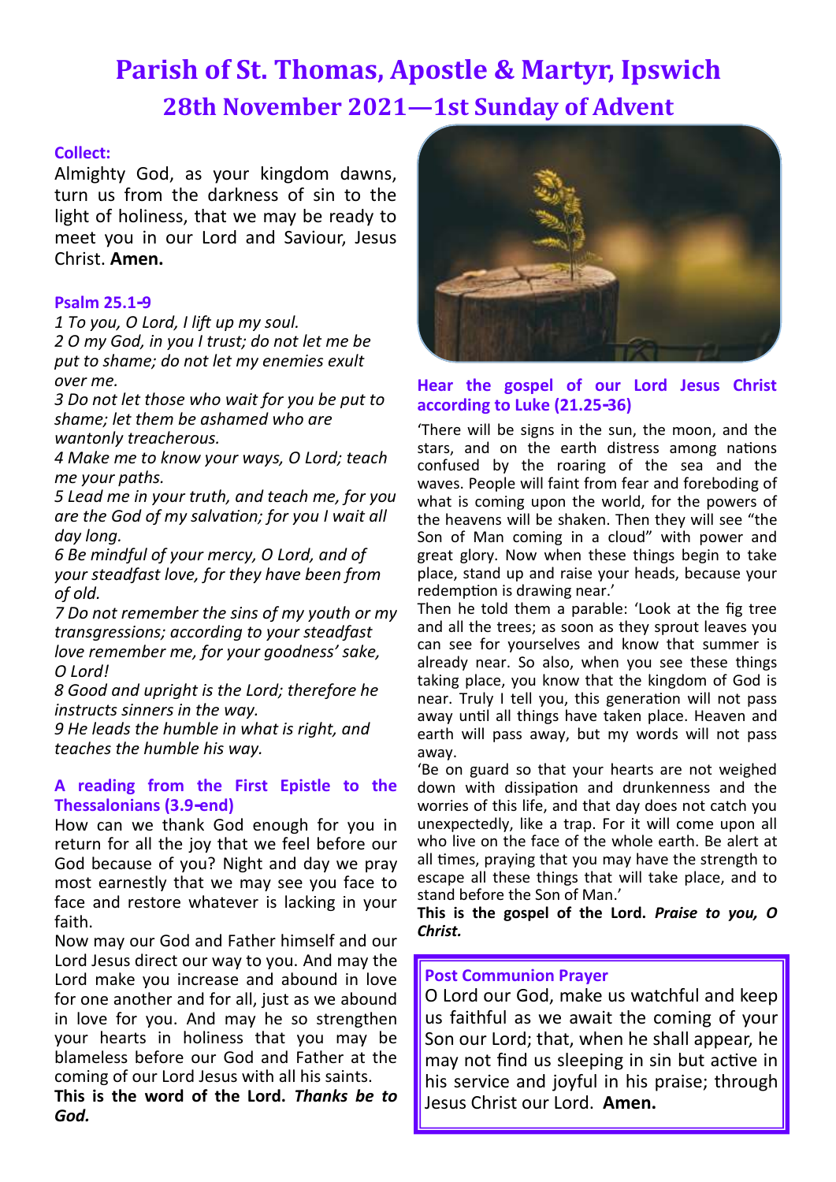# Parish of St. Thomas, Apostle & Martyr, Ipswich

## 28th November 2021—1st Sunday of Advent

### Collect:

Almighty God, as your kingdom dawns, turn us from the darkness of sin to the light of holiness, that we may be ready to meet you in our Lord and Saviour, Jesus Christ. **Amen.**

### Psalm 25.1-9

*1 To you, O Lord, I lift up my soul.*
*2 O my God, in you I trust; do not let me be put to shame; do not let my enemies exult over me.*
*3 Do not let those who wait for you be put to shame; let them be ashamed who are wantonly treacherous.*
*4 Make me to know your ways, O Lord; teach me your paths.*
*5 Lead me in your truth, and teach me, for you are the God of my salvation; for you I wait all day long.*
*6 Be mindful of your mercy, O Lord, and of your steadfast love, for they have been from of old.*
*7 Do not remember the sins of my youth or my transgressions; according to your steadfast love remember me, for your goodness' sake, O Lord!*
*8 Good and upright is the Lord; therefore he instructs sinners in the way.*
*9 He leads the humble in what is right, and teaches the humble his way.*

### A reading from the First Epistle to the Thessalonians (3.9-end)

How can we thank God enough for you in return for all the joy that we feel before our God because of you? Night and day we pray most earnestly that we may see you face to face and restore whatever is lacking in your faith.

Now may our God and Father himself and our Lord Jesus direct our way to you. And may the Lord make you increase and abound in love for one another and for all, just as we abound in love for you. And may he so strengthen your hearts in holiness that you may be blameless before our God and Father at the coming of our Lord Jesus with all his saints.

**This is the word of the Lord.** ***Thanks be to God.***

### Hear the gospel of our Lord Jesus Christ according to Luke (21.25-36)

'There will be signs in the sun, the moon, and the stars, and on the earth distress among nations confused by the roaring of the sea and the waves. People will faint from fear and foreboding of what is coming upon the world, for the powers of the heavens will be shaken. Then they will see "the Son of Man coming in a cloud" with power and great glory. Now when these things begin to take place, stand up and raise your heads, because your redemption is drawing near.'

Then he told them a parable: 'Look at the fig tree and all the trees; as soon as they sprout leaves you can see for yourselves and know that summer is already near. So also, when you see these things taking place, you know that the kingdom of God is near. Truly I tell you, this generation will not pass away until all things have taken place. Heaven and earth will pass away, but my words will not pass away.

'Be on guard so that your hearts are not weighed down with dissipation and drunkenness and the worries of this life, and that day does not catch you unexpectedly, like a trap. For it will come upon all who live on the face of the whole earth. Be alert at all times, praying that you may have the strength to escape all these things that will take place, and to stand before the Son of Man.'

**This is the gospel of the Lord.** ***Praise to you, O Christ.***

### Post Communion Prayer

O Lord our God, make us watchful and keep us faithful as we await the coming of your Son our Lord; that, when he shall appear, he may not find us sleeping in sin but active in his service and joyful in his praise; through Jesus Christ our Lord. **Amen.**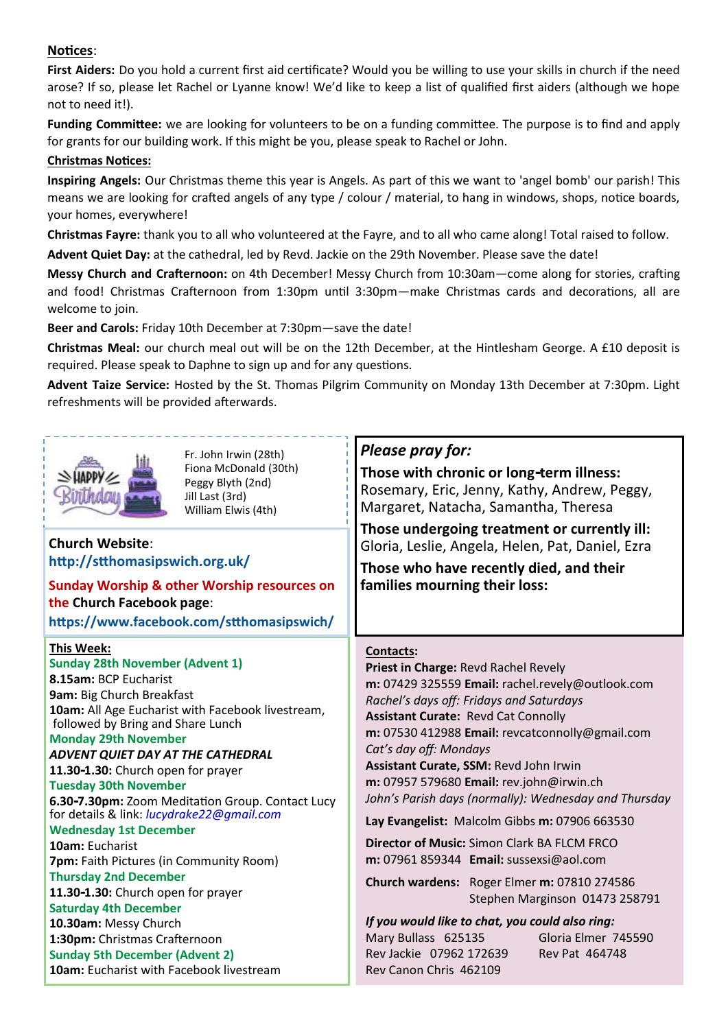**Notices**:

**First Aiders:** Do you hold a current first aid certificate? Would you be willing to use your skills in church if the need arose? If so, please let Rachel or Lyanne know! We'd like to keep a list of qualified first aiders (although we hope not to need it!).

**Funding Committee:** we are looking for volunteers to be on a funding committee. The purpose is to find and apply for grants for our building work. If this might be you, please speak to Rachel or John.

**Christmas Notices:**

**Inspiring Angels:** Our Christmas theme this year is Angels. As part of this we want to 'angel bomb' our parish! This means we are looking for crafted angels of any type / colour / material, to hang in windows, shops, notice boards, your homes, everywhere!

**Christmas Fayre:** thank you to all who volunteered at the Fayre, and to all who came along! Total raised to follow.

**Advent Quiet Day:** at the cathedral, led by Revd. Jackie on the 29th November. Please save the date!

**Messy Church and Crafternoon:** on 4th December! Messy Church from 10:30am—come along for stories, crafting and food! Christmas Crafternoon from 1:30pm until 3:30pm—make Christmas cards and decorations, all are welcome to join.

**Beer and Carols:** Friday 10th December at 7:30pm—save the date!

**Christmas Meal:** our church meal out will be on the 12th December, at the Hintlesham George. A £10 deposit is required. Please speak to Daphne to sign up and for any questions.

**Advent Taize Service:** Hosted by the St. Thomas Pilgrim Community on Monday 13th December at 7:30pm. Light refreshments will be provided afterwards.

HAPPY Birthday

Fr. John Irwin (28th)
Fiona McDonald (30th)
Peggy Blyth (2nd)
Jill Last (3rd)
William Elwis (4th)

**Church Website**:
**http://stthomasipswich.org.uk/**

**Sunday Worship & other Worship resources on the Church Facebook page**:
**https://www.facebook.com/stthomasipswich/**

**This Week:**

**Sunday 28th November (Advent 1)**
**8.15am:** BCP Eucharist
**9am:** Big Church Breakfast
**10am:** All Age Eucharist with Facebook livestream, followed by Bring and Share Lunch

**Monday 29th November**
***ADVENT QUIET DAY AT THE CATHEDRAL***
**11.30-1.30:** Church open for prayer

**Tuesday 30th November**
**6.30-7.30pm:** Zoom Meditation Group. Contact Lucy for details & link: *lucydrake22@gmail.com*

**Wednesday 1st December**
**10am:** Eucharist
**7pm:** Faith Pictures (in Community Room)

**Thursday 2nd December**
**11.30-1.30:** Church open for prayer

**Saturday 4th December**
**10.30am:** Messy Church
**1:30pm:** Christmas Crafternoon

**Sunday 5th December (Advent 2)**
**10am:** Eucharist with Facebook livestream

***Please pray for:***

**Those with chronic or long-term illness:**
Rosemary, Eric, Jenny, Kathy, Andrew, Peggy, Margaret, Natacha, Samantha, Theresa

**Those undergoing treatment or currently ill:**
Gloria, Leslie, Angela, Helen, Pat, Daniel, Ezra

**Those who have recently died, and their families mourning their loss:**

**Contacts:**

**Priest in Charge:** Revd Rachel Revely
**m:** 07429 325559 **Email:** rachel.revely@outlook.com
*Rachel's days off: Fridays and Saturdays*

**Assistant Curate:** Revd Cat Connolly
**m:** 07530 412988 **Email:** revcatconnolly@gmail.com
*Cat's day off: Mondays*

**Assistant Curate, SSM:** Revd John Irwin
**m:** 07957 579680 **Email:** rev.john@irwin.ch
*John's Parish days (normally): Wednesday and Thursday*

**Lay Evangelist:** Malcolm Gibbs **m:** 07906 663530

**Director of Music:** Simon Clark BA FLCM FRCO
**m:** 07961 859344 **Email:** sussexsi@aol.com

**Church wardens:** Roger Elmer **m:** 07810 274586
Stephen Marginson 01473 258791

***If you would like to chat, you could also ring:***

Mary Bullass 625135
Gloria Elmer 745590
Rev Jackie 07962 172639
Rev Pat 464748
Rev Canon Chris 462109